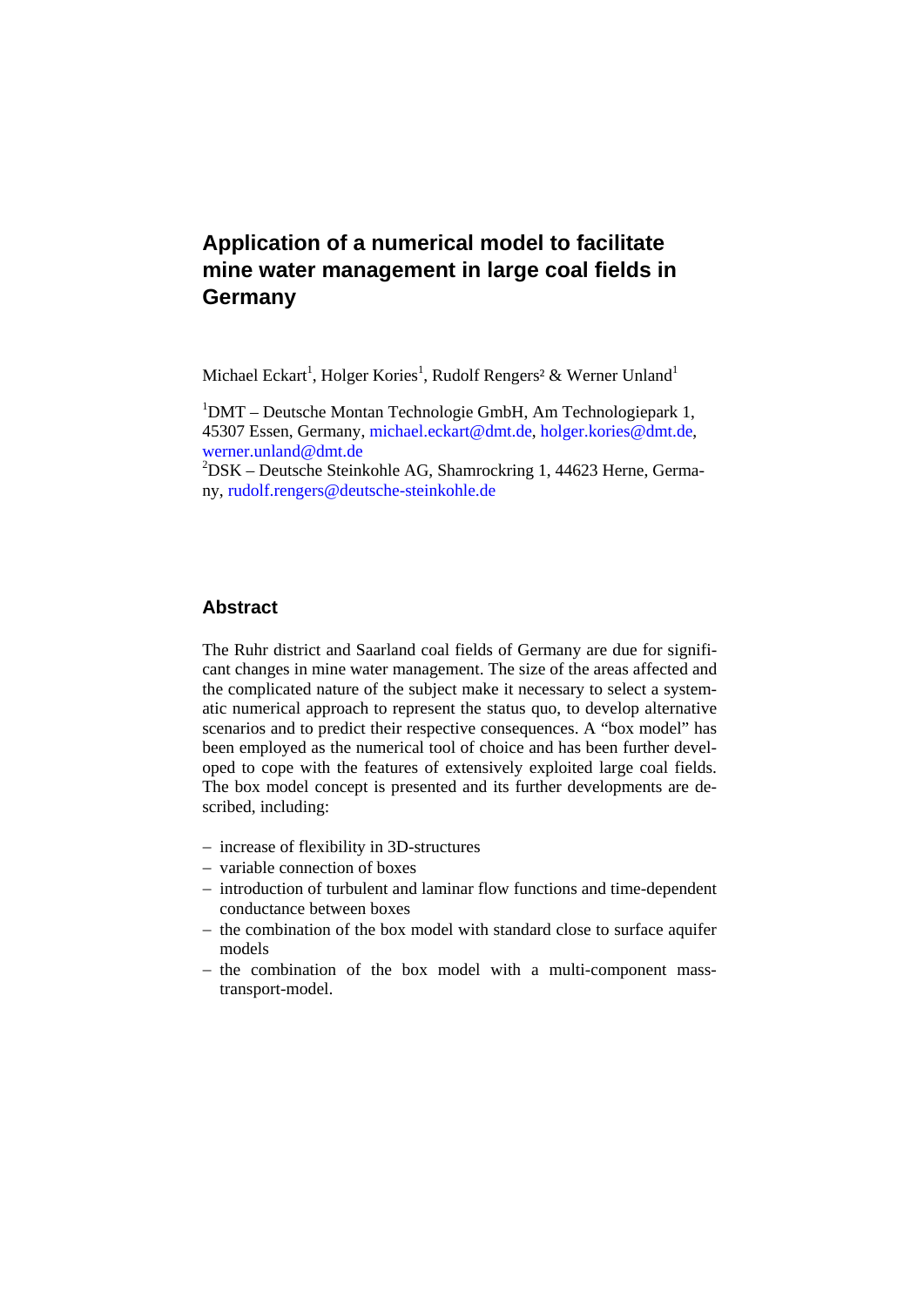# Application of a numerical model to facilitate mine water management in large coal fields in Germany

Michael Eckart[1], Holger Kories[1], Rudolf Rengers[2] & Werner Unland[1]

[1]DMT – Deutsche Montan Technologie GmbH, Am Technologiepark 1, 45307 Essen, Germany, michael.eckart@dmt.de, holger.kories@dmt.de, werner.unland@dmt.de
[2]DSK – Deutsche Steinkohle AG, Shamrockring 1, 44623 Herne, Germany, rudolf.rengers@deutsche-steinkohle.de

## Abstract

The Ruhr district and Saarland coal fields of Germany are due for significant changes in mine water management. The size of the areas affected and the complicated nature of the subject make it necessary to select a systematic numerical approach to represent the status quo, to develop alternative scenarios and to predict their respective consequences. A "box model" has been employed as the numerical tool of choice and has been further developed to cope with the features of extensively exploited large coal fields. The box model concept is presented and its further developments are described, including:

- increase of flexibility in 3D-structures
- variable connection of boxes
- introduction of turbulent and laminar flow functions and time-dependent conductance between boxes
- the combination of the box model with standard close to surface aquifer models
- the combination of the box model with a multi-component mass-transport-model.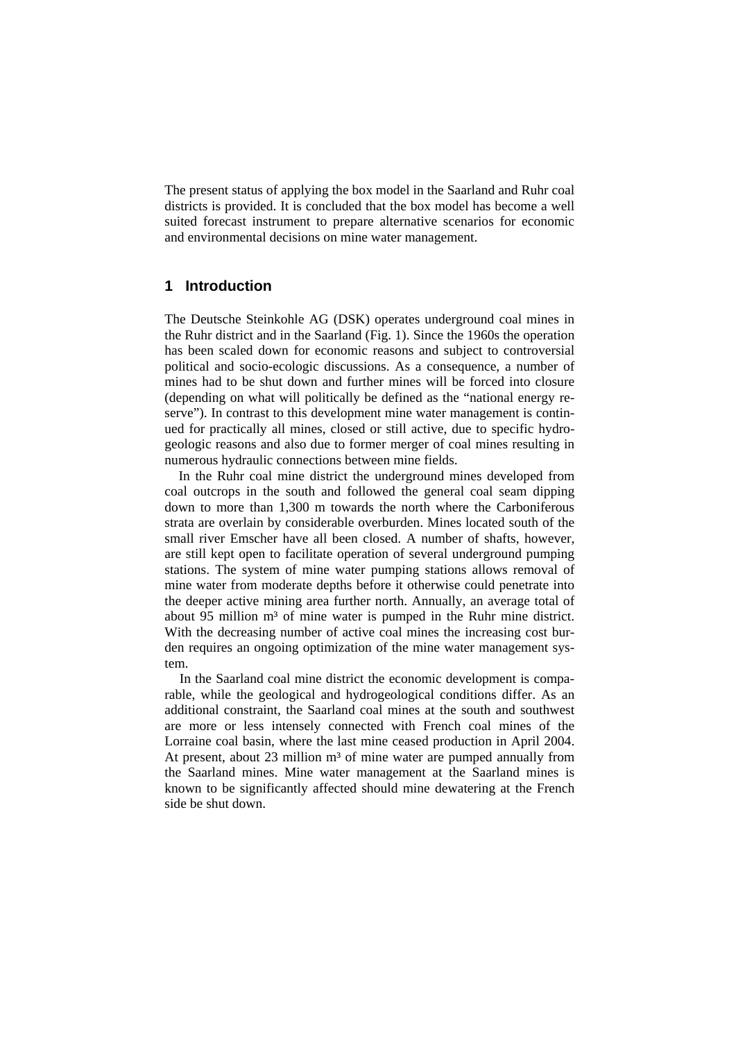The present status of applying the box model in the Saarland and Ruhr coal districts is provided. It is concluded that the box model has become a well suited forecast instrument to prepare alternative scenarios for economic and environmental decisions on mine water management.

## 1 Introduction

The Deutsche Steinkohle AG (DSK) operates underground coal mines in the Ruhr district and in the Saarland (Fig. 1). Since the 1960s the operation has been scaled down for economic reasons and subject to controversial political and socio-ecologic discussions. As a consequence, a number of mines had to be shut down and further mines will be forced into closure (depending on what will politically be defined as the "national energy reserve"). In contrast to this development mine water management is continued for practically all mines, closed or still active, due to specific hydrogeologic reasons and also due to former merger of coal mines resulting in numerous hydraulic connections between mine fields.

In the Ruhr coal mine district the underground mines developed from coal outcrops in the south and followed the general coal seam dipping down to more than 1,300 m towards the north where the Carboniferous strata are overlain by considerable overburden. Mines located south of the small river Emscher have all been closed. A number of shafts, however, are still kept open to facilitate operation of several underground pumping stations. The system of mine water pumping stations allows removal of mine water from moderate depths before it otherwise could penetrate into the deeper active mining area further north. Annually, an average total of about 95 million m³ of mine water is pumped in the Ruhr mine district. With the decreasing number of active coal mines the increasing cost burden requires an ongoing optimization of the mine water management system.

In the Saarland coal mine district the economic development is comparable, while the geological and hydrogeological conditions differ. As an additional constraint, the Saarland coal mines at the south and southwest are more or less intensely connected with French coal mines of the Lorraine coal basin, where the last mine ceased production in April 2004. At present, about 23 million m³ of mine water are pumped annually from the Saarland mines. Mine water management at the Saarland mines is known to be significantly affected should mine dewatering at the French side be shut down.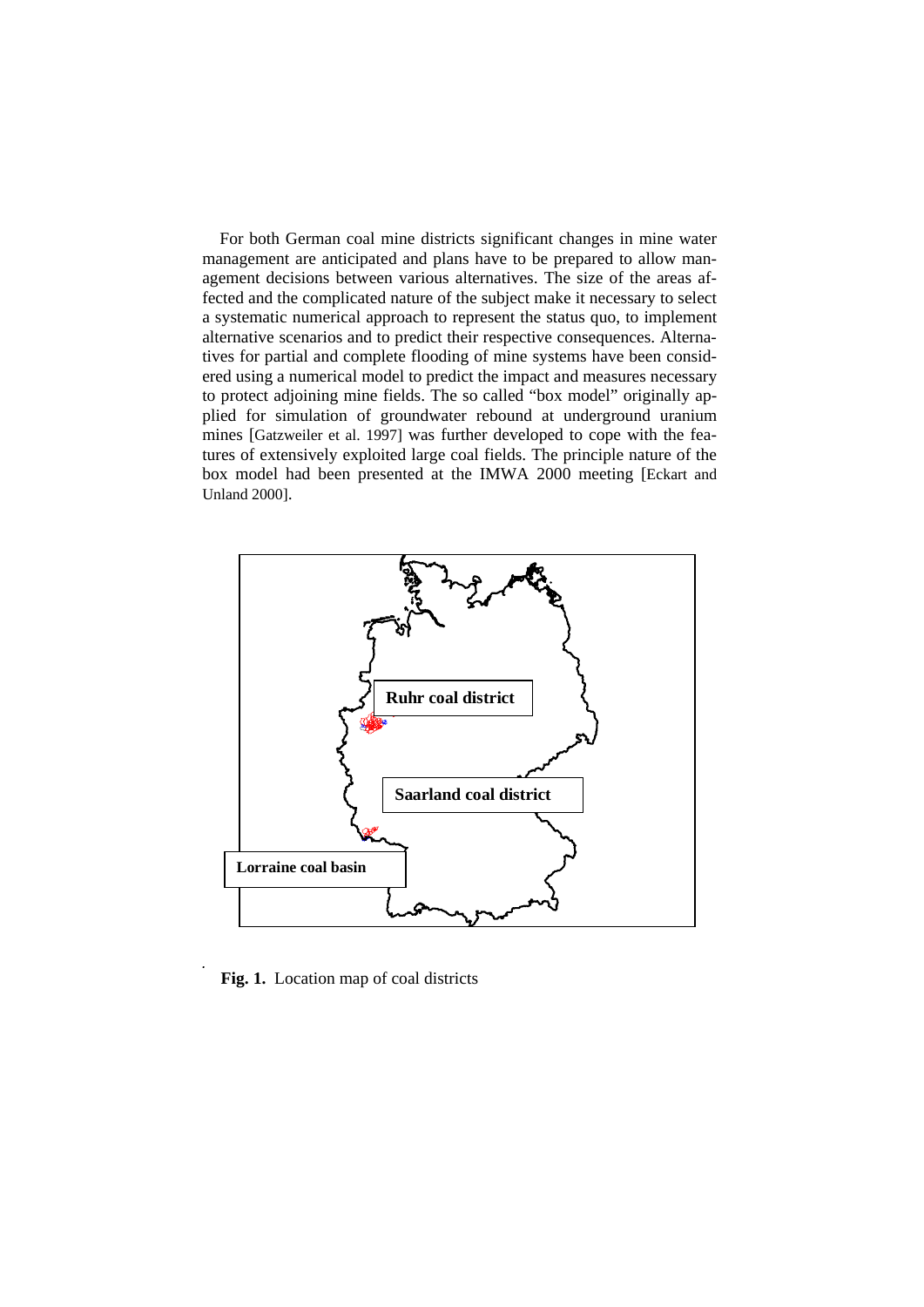For both German coal mine districts significant changes in mine water management are anticipated and plans have to be prepared to allow management decisions between various alternatives. The size of the areas affected and the complicated nature of the subject make it necessary to select a systematic numerical approach to represent the status quo, to implement alternative scenarios and to predict their respective consequences. Alternatives for partial and complete flooding of mine systems have been considered using a numerical model to predict the impact and measures necessary to protect adjoining mine fields. The so called "box model" originally applied for simulation of groundwater rebound at underground uranium mines [Gatzweiler et al. 1997] was further developed to cope with the features of extensively exploited large coal fields. The principle nature of the box model had been presented at the IMWA 2000 meeting [Eckart and Unland 2000].

Ruhr coal district

Saarland coal district

Lorraine coal basin

**Fig. 1.** Location map of coal districts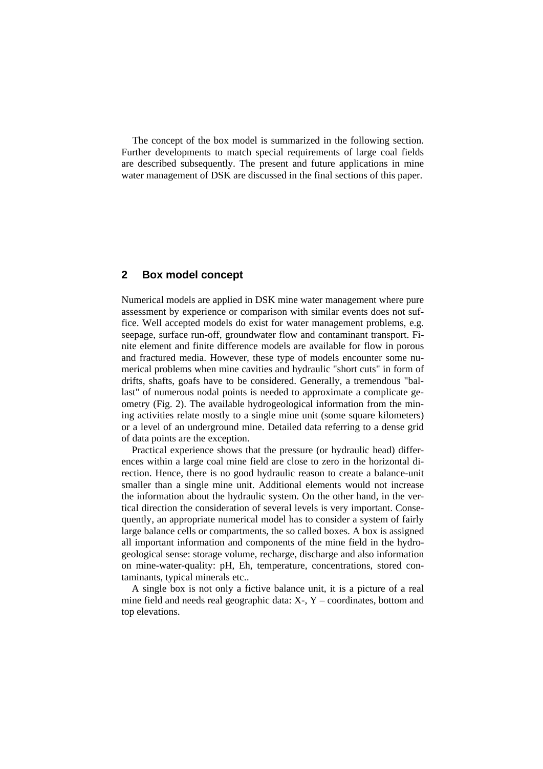The concept of the box model is summarized in the following section. Further developments to match special requirements of large coal fields are described subsequently. The present and future applications in mine water management of DSK are discussed in the final sections of this paper.

## 2 Box model concept

Numerical models are applied in DSK mine water management where pure assessment by experience or comparison with similar events does not suffice. Well accepted models do exist for water management problems, e.g. seepage, surface run-off, groundwater flow and contaminant transport. Finite element and finite difference models are available for flow in porous and fractured media. However, these type of models encounter some numerical problems when mine cavities and hydraulic "short cuts" in form of drifts, shafts, goafs have to be considered. Generally, a tremendous "ballast" of numerous nodal points is needed to approximate a complicate geometry (Fig. 2). The available hydrogeological information from the mining activities relate mostly to a single mine unit (some square kilometers) or a level of an underground mine. Detailed data referring to a dense grid of data points are the exception.

Practical experience shows that the pressure (or hydraulic head) differences within a large coal mine field are close to zero in the horizontal direction. Hence, there is no good hydraulic reason to create a balance-unit smaller than a single mine unit. Additional elements would not increase the information about the hydraulic system. On the other hand, in the vertical direction the consideration of several levels is very important. Consequently, an appropriate numerical model has to consider a system of fairly large balance cells or compartments, the so called boxes. A box is assigned all important information and components of the mine field in the hydrogeological sense: storage volume, recharge, discharge and also information on mine-water-quality: pH, Eh, temperature, concentrations, stored contaminants, typical minerals etc..

A single box is not only a fictive balance unit, it is a picture of a real mine field and needs real geographic data: X-, Y – coordinates, bottom and top elevations.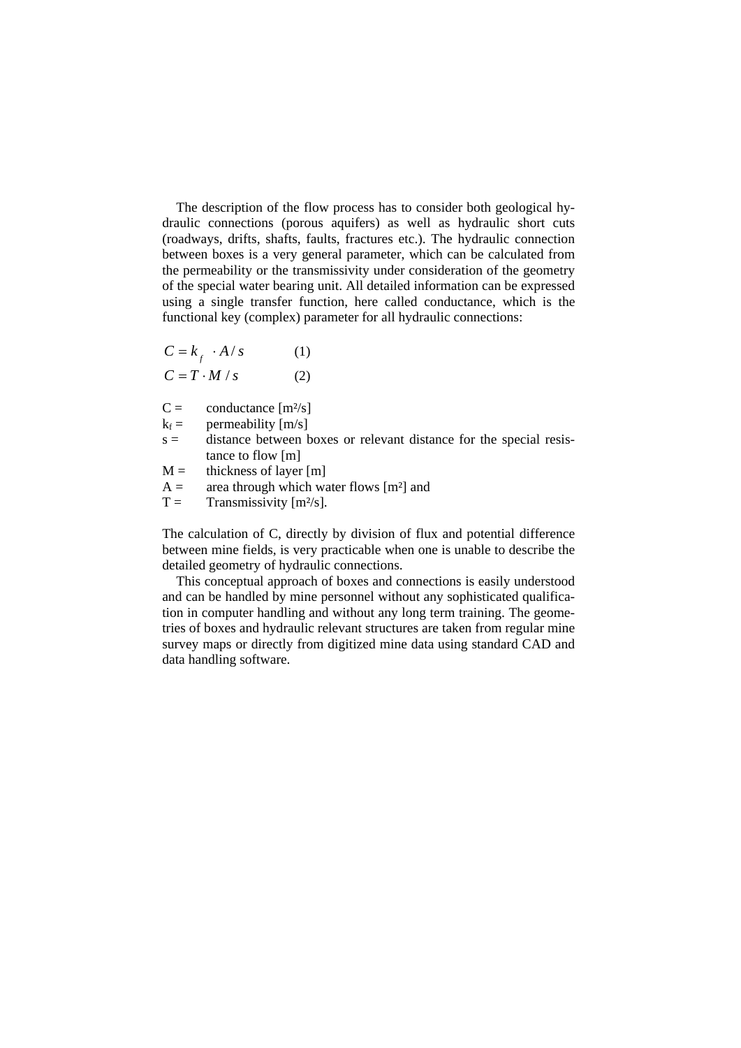The description of the flow process has to consider both geological hydraulic connections (porous aquifers) as well as hydraulic short cuts (roadways, drifts, shafts, faults, fractures etc.). The hydraulic connection between boxes is a very general parameter, which can be calculated from the permeability or the transmissivity under consideration of the geometry of the special water bearing unit. All detailed information can be expressed using a single transfer function, here called conductance, which is the functional key (complex) parameter for all hydraulic connections:

$$C = k_f \cdot A / s \qquad (1)$$

$$C = T \cdot M / s \qquad (2)$$

$C$ = conductance [m²/s]
$k_f$ = permeability [m/s]
$s$ = distance between boxes or relevant distance for the special resistance to flow [m]
$M$ = thickness of layer [m]
$A$ = area through which water flows [m²] and
$T$ = Transmissivity [m²/s].

The calculation of C, directly by division of flux and potential difference between mine fields, is very practicable when one is unable to describe the detailed geometry of hydraulic connections.

This conceptual approach of boxes and connections is easily understood and can be handled by mine personnel without any sophisticated qualification in computer handling and without any long term training. The geometries of boxes and hydraulic relevant structures are taken from regular mine survey maps or directly from digitized mine data using standard CAD and data handling software.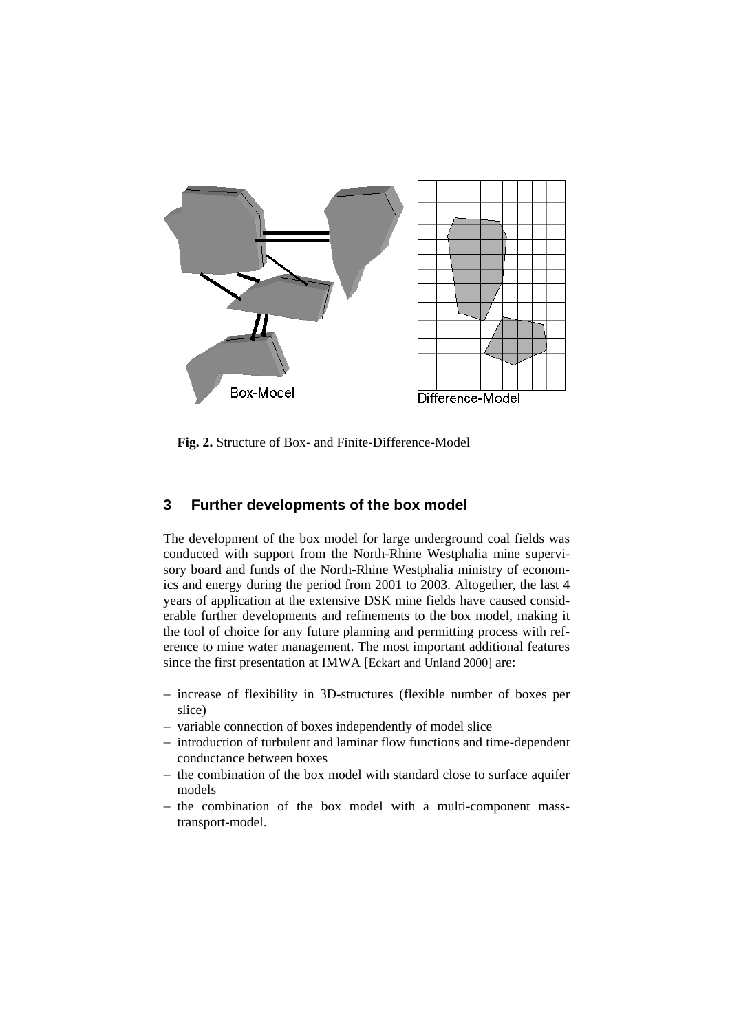Fig. 2. Structure of Box- and Finite-Difference-Model

## 3 Further developments of the box model

The development of the box model for large underground coal fields was conducted with support from the North-Rhine Westphalia mine supervisory board and funds of the North-Rhine Westphalia ministry of economics and energy during the period from 2001 to 2003. Altogether, the last 4 years of application at the extensive DSK mine fields have caused considerable further developments and refinements to the box model, making it the tool of choice for any future planning and permitting process with reference to mine water management. The most important additional features since the first presentation at IMWA [Eckart and Unland 2000] are:

- increase of flexibility in 3D-structures (flexible number of boxes per slice)
- variable connection of boxes independently of model slice
- introduction of turbulent and laminar flow functions and time-dependent conductance between boxes
- the combination of the box model with standard close to surface aquifer models
- the combination of the box model with a multi-component mass-transport-model.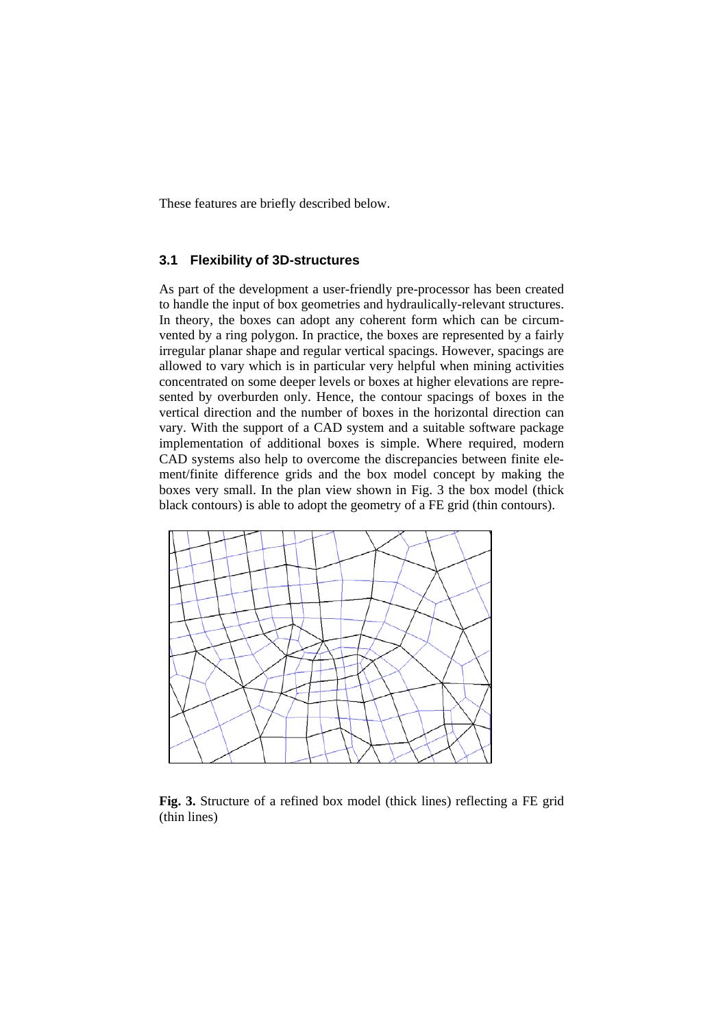These features are briefly described below.

### 3.1 Flexibility of 3D-structures

As part of the development a user-friendly pre-processor has been created to handle the input of box geometries and hydraulically-relevant structures. In theory, the boxes can adopt any coherent form which can be circumvented by a ring polygon. In practice, the boxes are represented by a fairly irregular planar shape and regular vertical spacings. However, spacings are allowed to vary which is in particular very helpful when mining activities concentrated on some deeper levels or boxes at higher elevations are represented by overburden only. Hence, the contour spacings of boxes in the vertical direction and the number of boxes in the horizontal direction can vary. With the support of a CAD system and a suitable software package implementation of additional boxes is simple. Where required, modern CAD systems also help to overcome the discrepancies between finite element/finite difference grids and the box model concept by making the boxes very small. In the plan view shown in Fig. 3 the box model (thick black contours) is able to adopt the geometry of a FE grid (thin contours).

**Fig. 3.** Structure of a refined box model (thick lines) reflecting a FE grid (thin lines)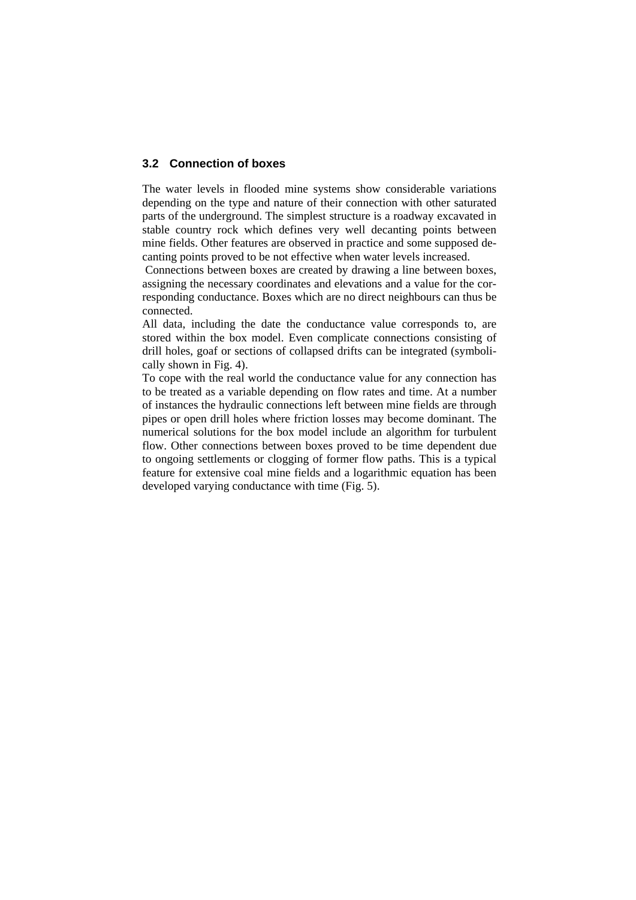### 3.2 Connection of boxes

The water levels in flooded mine systems show considerable variations depending on the type and nature of their connection with other saturated parts of the underground. The simplest structure is a roadway excavated in stable country rock which defines very well decanting points between mine fields. Other features are observed in practice and some supposed decanting points proved to be not effective when water levels increased.

Connections between boxes are created by drawing a line between boxes, assigning the necessary coordinates and elevations and a value for the corresponding conductance. Boxes which are no direct neighbours can thus be connected.

All data, including the date the conductance value corresponds to, are stored within the box model. Even complicate connections consisting of drill holes, goaf or sections of collapsed drifts can be integrated (symbolically shown in Fig. 4).

To cope with the real world the conductance value for any connection has to be treated as a variable depending on flow rates and time. At a number of instances the hydraulic connections left between mine fields are through pipes or open drill holes where friction losses may become dominant. The numerical solutions for the box model include an algorithm for turbulent flow. Other connections between boxes proved to be time dependent due to ongoing settlements or clogging of former flow paths. This is a typical feature for extensive coal mine fields and a logarithmic equation has been developed varying conductance with time (Fig. 5).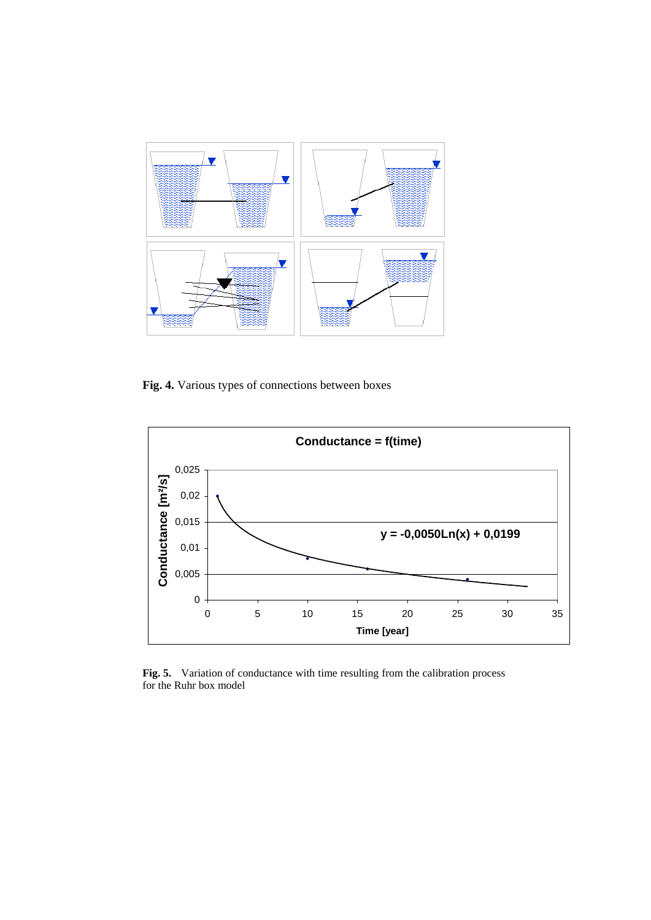**Fig. 4.** Various types of connections between boxes

**Fig. 5.** Variation of conductance with time resulting from the calibration process for the Ruhr box model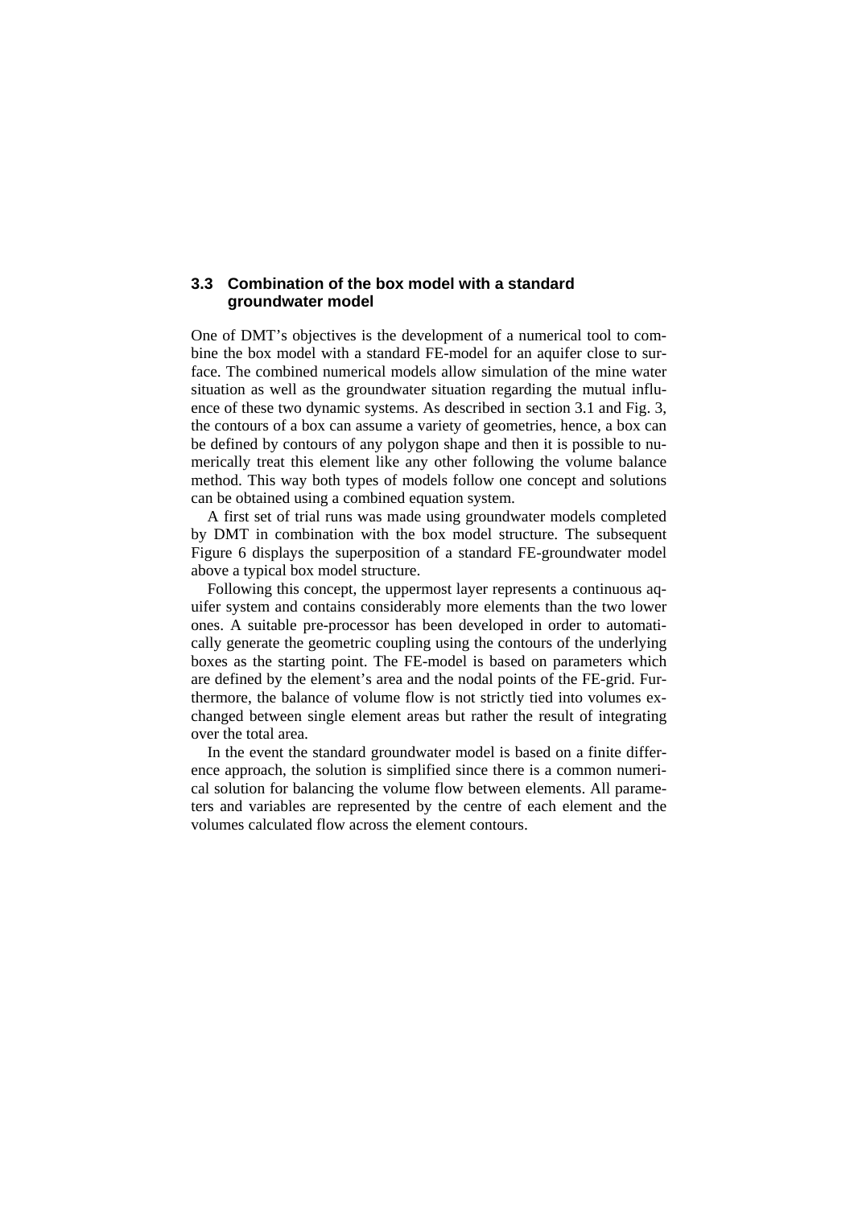### 3.3 Combination of the box model with a standard groundwater model

One of DMT's objectives is the development of a numerical tool to combine the box model with a standard FE-model for an aquifer close to surface. The combined numerical models allow simulation of the mine water situation as well as the groundwater situation regarding the mutual influence of these two dynamic systems. As described in section 3.1 and Fig. 3, the contours of a box can assume a variety of geometries, hence, a box can be defined by contours of any polygon shape and then it is possible to numerically treat this element like any other following the volume balance method. This way both types of models follow one concept and solutions can be obtained using a combined equation system.

A first set of trial runs was made using groundwater models completed by DMT in combination with the box model structure. The subsequent Figure 6 displays the superposition of a standard FE-groundwater model above a typical box model structure.

Following this concept, the uppermost layer represents a continuous aquifer system and contains considerably more elements than the two lower ones. A suitable pre-processor has been developed in order to automatically generate the geometric coupling using the contours of the underlying boxes as the starting point. The FE-model is based on parameters which are defined by the element's area and the nodal points of the FE-grid. Furthermore, the balance of volume flow is not strictly tied into volumes exchanged between single element areas but rather the result of integrating over the total area.

In the event the standard groundwater model is based on a finite difference approach, the solution is simplified since there is a common numerical solution for balancing the volume flow between elements. All parameters and variables are represented by the centre of each element and the volumes calculated flow across the element contours.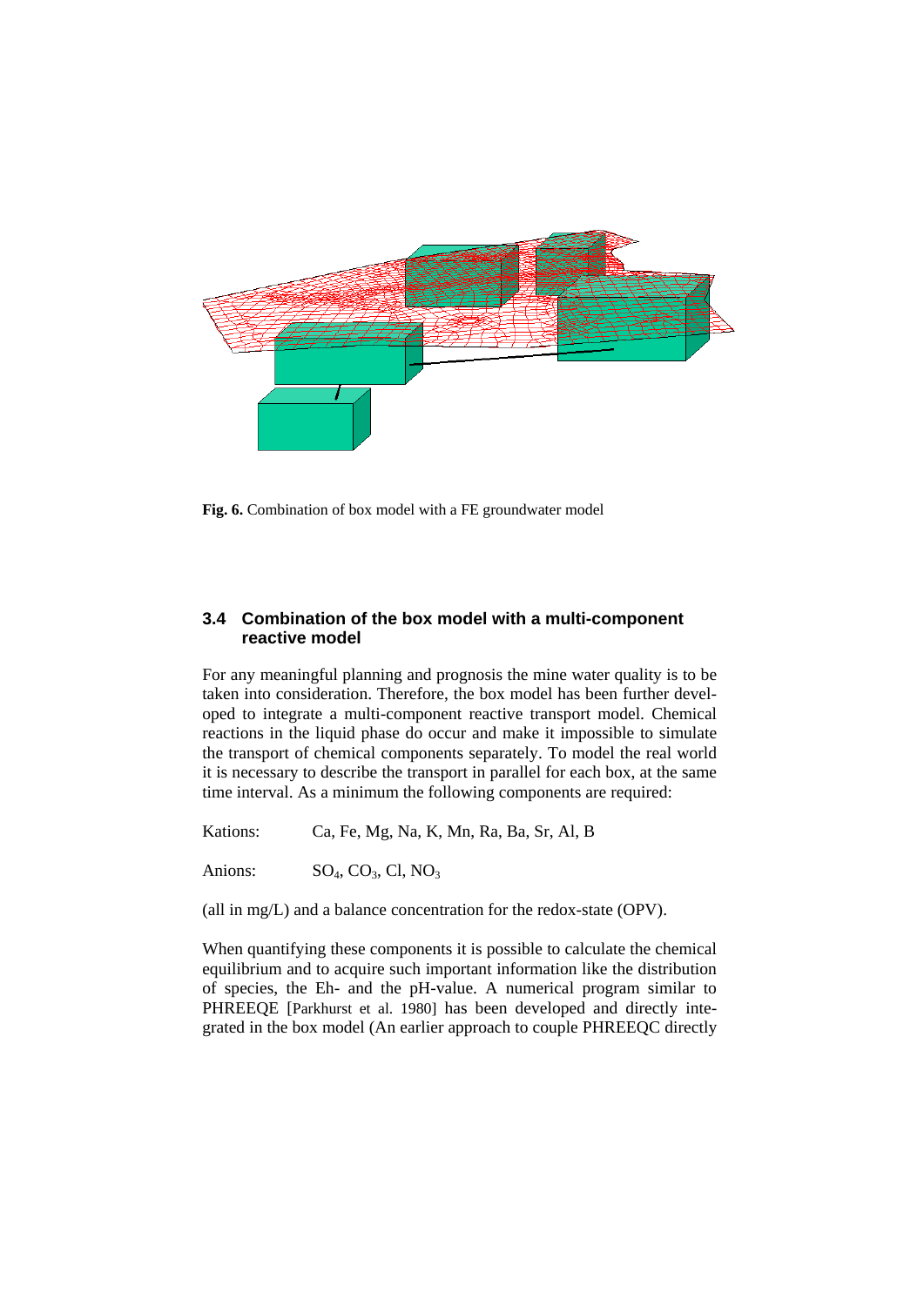**Fig. 6.** Combination of box model with a FE groundwater model

### 3.4 Combination of the box model with a multi-component reactive model

For any meaningful planning and prognosis the mine water quality is to be taken into consideration. Therefore, the box model has been further developed to integrate a multi-component reactive transport model. Chemical reactions in the liquid phase do occur and make it impossible to simulate the transport of chemical components separately. To model the real world it is necessary to describe the transport in parallel for each box, at the same time interval. As a minimum the following components are required:

Kations: Ca, Fe, Mg, Na, K, Mn, Ra, Ba, Sr, Al, B

Anions: $SO_4$, $CO_3$, Cl, $NO_3$

(all in mg/L) and a balance concentration for the redox-state (OPV).

When quantifying these components it is possible to calculate the chemical equilibrium and to acquire such important information like the distribution of species, the Eh- and the pH-value. A numerical program similar to PHREEQE [Parkhurst et al. 1980] has been developed and directly integrated in the box model (An earlier approach to couple PHREEQC directly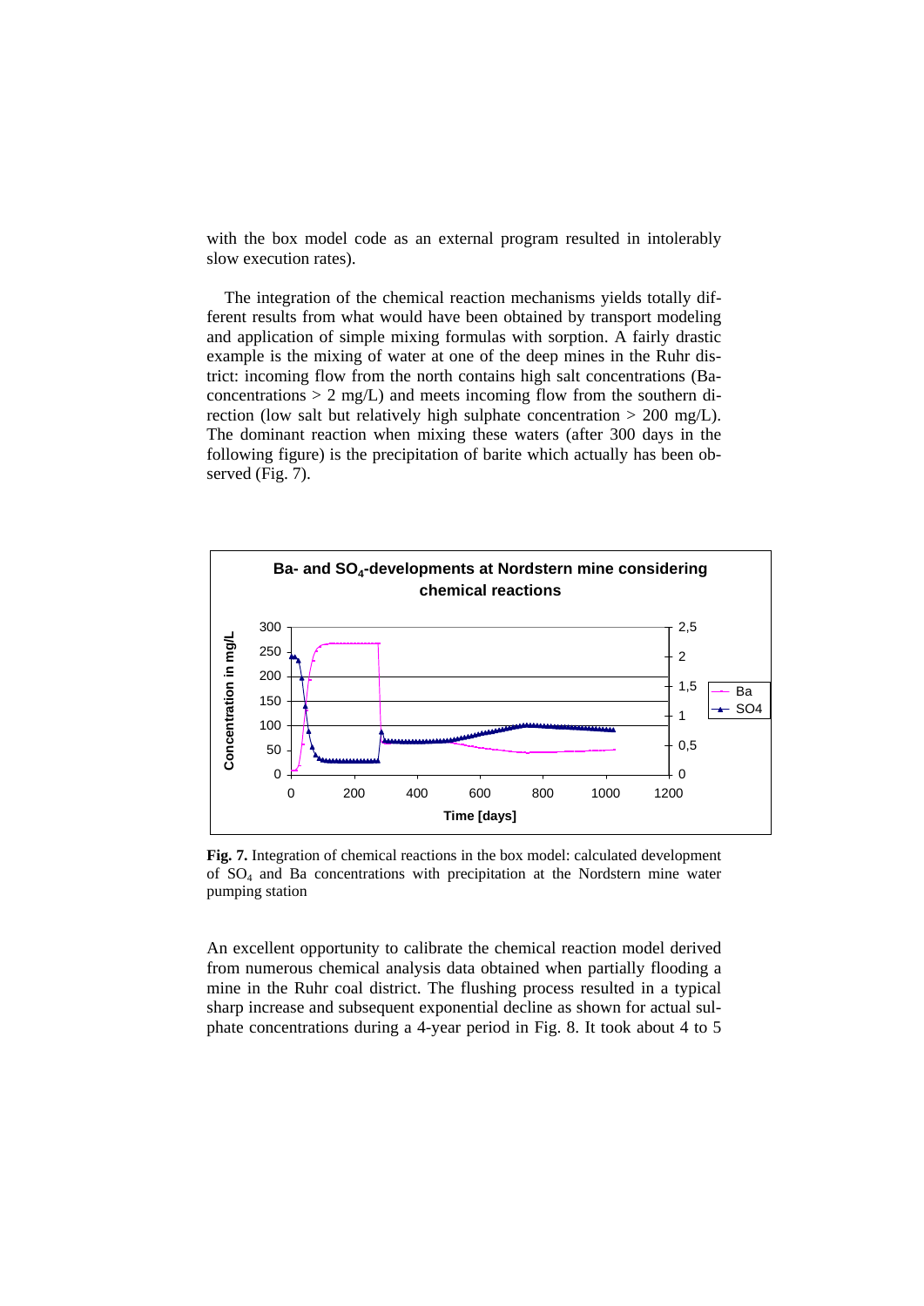with the box model code as an external program resulted in intolerably slow execution rates).

The integration of the chemical reaction mechanisms yields totally different results from what would have been obtained by transport modeling and application of simple mixing formulas with sorption. A fairly drastic example is the mixing of water at one of the deep mines in the Ruhr district: incoming flow from the north contains high salt concentrations (Ba-concentrations > 2 mg/L) and meets incoming flow from the southern direction (low salt but relatively high sulphate concentration > 200 mg/L). The dominant reaction when mixing these waters (after 300 days in the following figure) is the precipitation of barite which actually has been observed (Fig. 7).

**Fig. 7.** Integration of chemical reactions in the box model: calculated development of $SO_4$ and Ba concentrations with precipitation at the Nordstern mine water pumping station

An excellent opportunity to calibrate the chemical reaction model derived from numerous chemical analysis data obtained when partially flooding a mine in the Ruhr coal district. The flushing process resulted in a typical sharp increase and subsequent exponential decline as shown for actual sulphate concentrations during a 4-year period in Fig. 8. It took about 4 to 5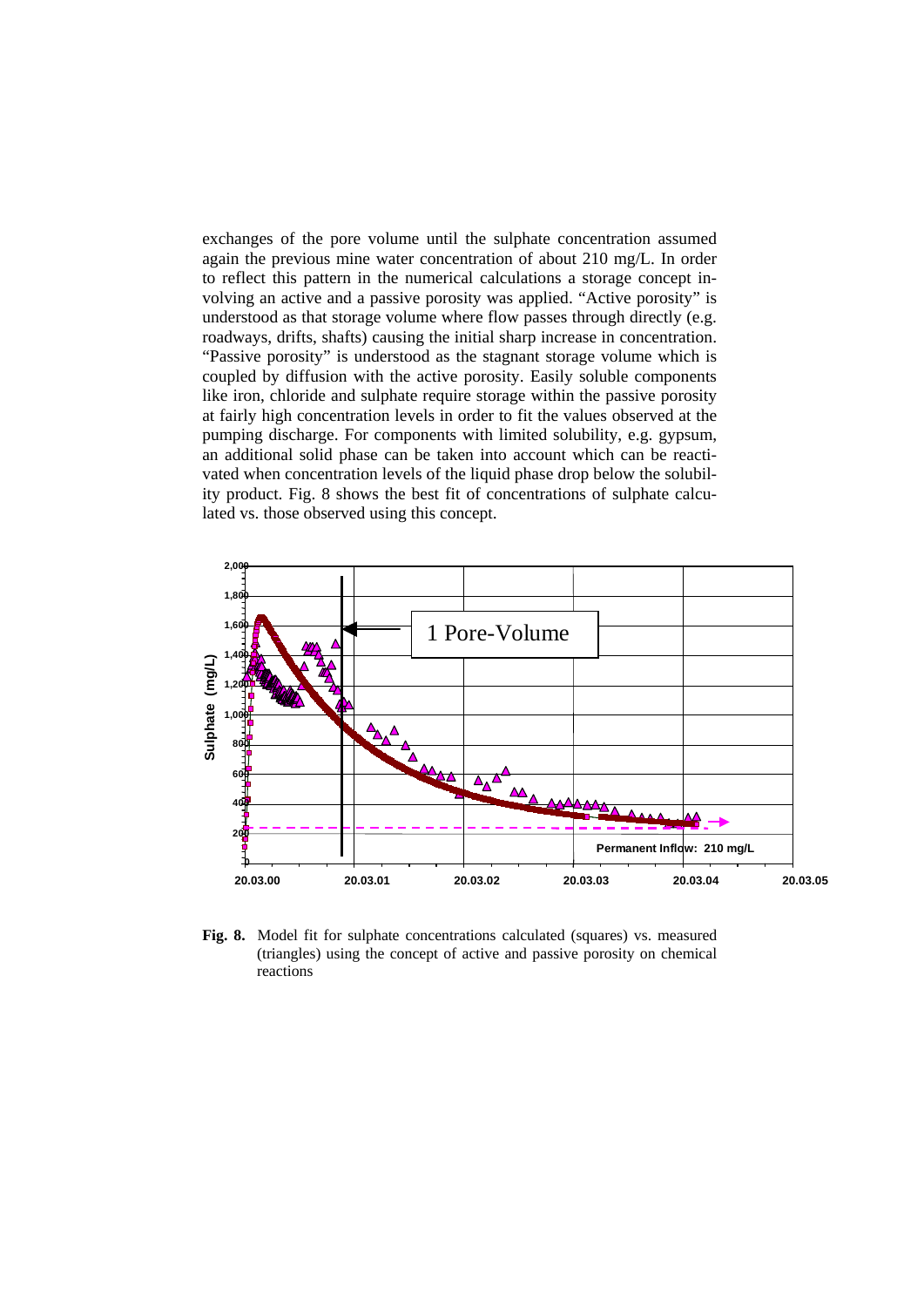exchanges of the pore volume until the sulphate concentration assumed again the previous mine water concentration of about 210 mg/L. In order to reflect this pattern in the numerical calculations a storage concept involving an active and a passive porosity was applied. "Active porosity" is understood as that storage volume where flow passes through directly (e.g. roadways, drifts, shafts) causing the initial sharp increase in concentration. "Passive porosity" is understood as the stagnant storage volume which is coupled by diffusion with the active porosity. Easily soluble components like iron, chloride and sulphate require storage within the passive porosity at fairly high concentration levels in order to fit the values observed at the pumping discharge. For components with limited solubility, e.g. gypsum, an additional solid phase can be taken into account which can be reactivated when concentration levels of the liquid phase drop below the solubility product. Fig. 8 shows the best fit of concentrations of sulphate calculated vs. those observed using this concept.

**Fig. 8.** Model fit for sulphate concentrations calculated (squares) vs. measured (triangles) using the concept of active and passive porosity on chemical reactions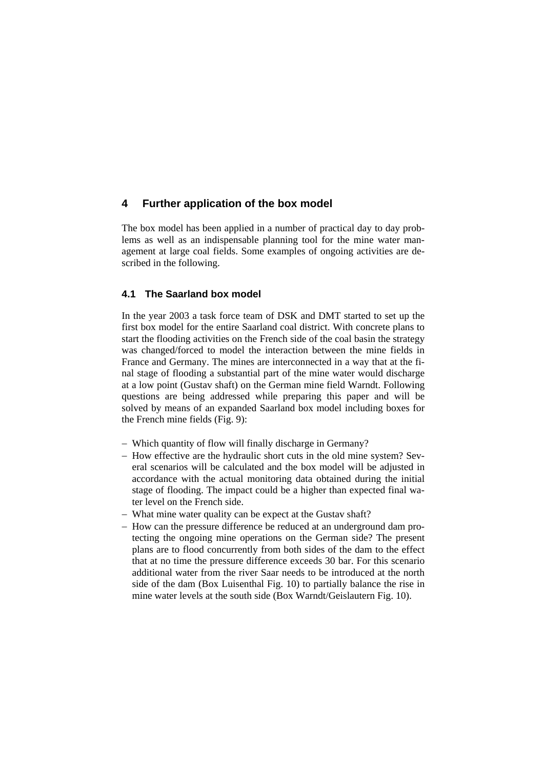## 4 Further application of the box model

The box model has been applied in a number of practical day to day problems as well as an indispensable planning tool for the mine water management at large coal fields. Some examples of ongoing activities are described in the following.

### 4.1 The Saarland box model

In the year 2003 a task force team of DSK and DMT started to set up the first box model for the entire Saarland coal district. With concrete plans to start the flooding activities on the French side of the coal basin the strategy was changed/forced to model the interaction between the mine fields in France and Germany. The mines are interconnected in a way that at the final stage of flooding a substantial part of the mine water would discharge at a low point (Gustav shaft) on the German mine field Warndt. Following questions are being addressed while preparing this paper and will be solved by means of an expanded Saarland box model including boxes for the French mine fields (Fig. 9):

- Which quantity of flow will finally discharge in Germany?
- How effective are the hydraulic short cuts in the old mine system? Several scenarios will be calculated and the box model will be adjusted in accordance with the actual monitoring data obtained during the initial stage of flooding. The impact could be a higher than expected final water level on the French side.
- What mine water quality can be expect at the Gustav shaft?
- How can the pressure difference be reduced at an underground dam protecting the ongoing mine operations on the German side? The present plans are to flood concurrently from both sides of the dam to the effect that at no time the pressure difference exceeds 30 bar. For this scenario additional water from the river Saar needs to be introduced at the north side of the dam (Box Luisenthal Fig. 10) to partially balance the rise in mine water levels at the south side (Box Warndt/Geislautern Fig. 10).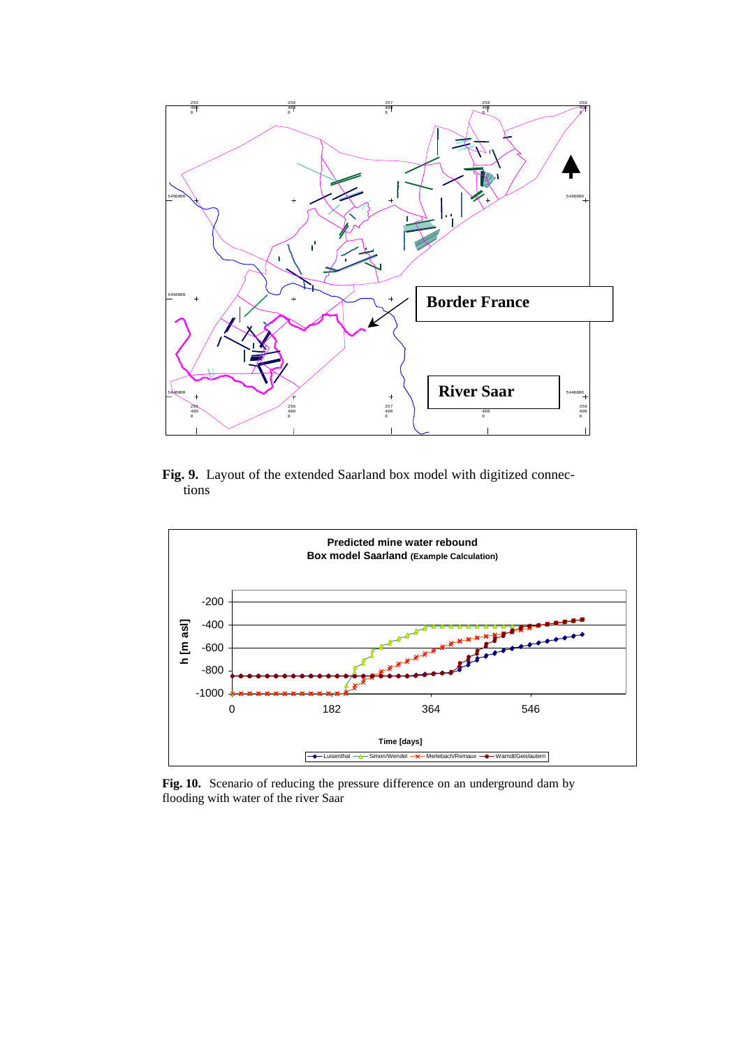**Fig. 9.** Layout of the extended Saarland box model with digitized connections

**Fig. 10.** Scenario of reducing the pressure difference on an underground dam by flooding with water of the river Saar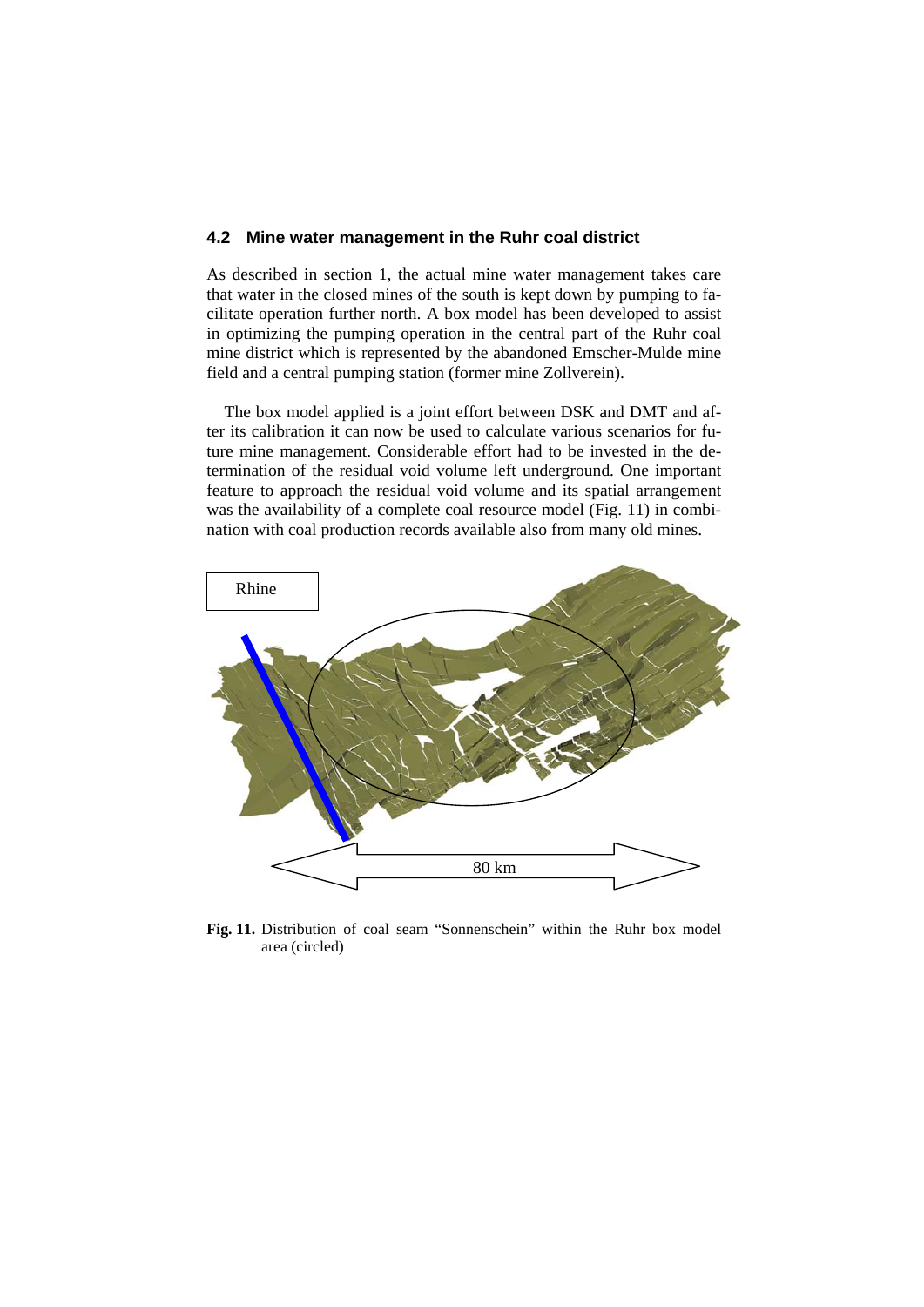## 4.2 Mine water management in the Ruhr coal district

As described in section 1, the actual mine water management takes care that water in the closed mines of the south is kept down by pumping to facilitate operation further north. A box model has been developed to assist in optimizing the pumping operation in the central part of the Ruhr coal mine district which is represented by the abandoned Emscher-Mulde mine field and a central pumping station (former mine Zollverein).

The box model applied is a joint effort between DSK and DMT and after its calibration it can now be used to calculate various scenarios for future mine management. Considerable effort had to be invested in the determination of the residual void volume left underground. One important feature to approach the residual void volume and its spatial arrangement was the availability of a complete coal resource model (Fig. 11) in combination with coal production records available also from many old mines.

**Fig. 11.** Distribution of coal seam "Sonnenschein" within the Ruhr box model area (circled)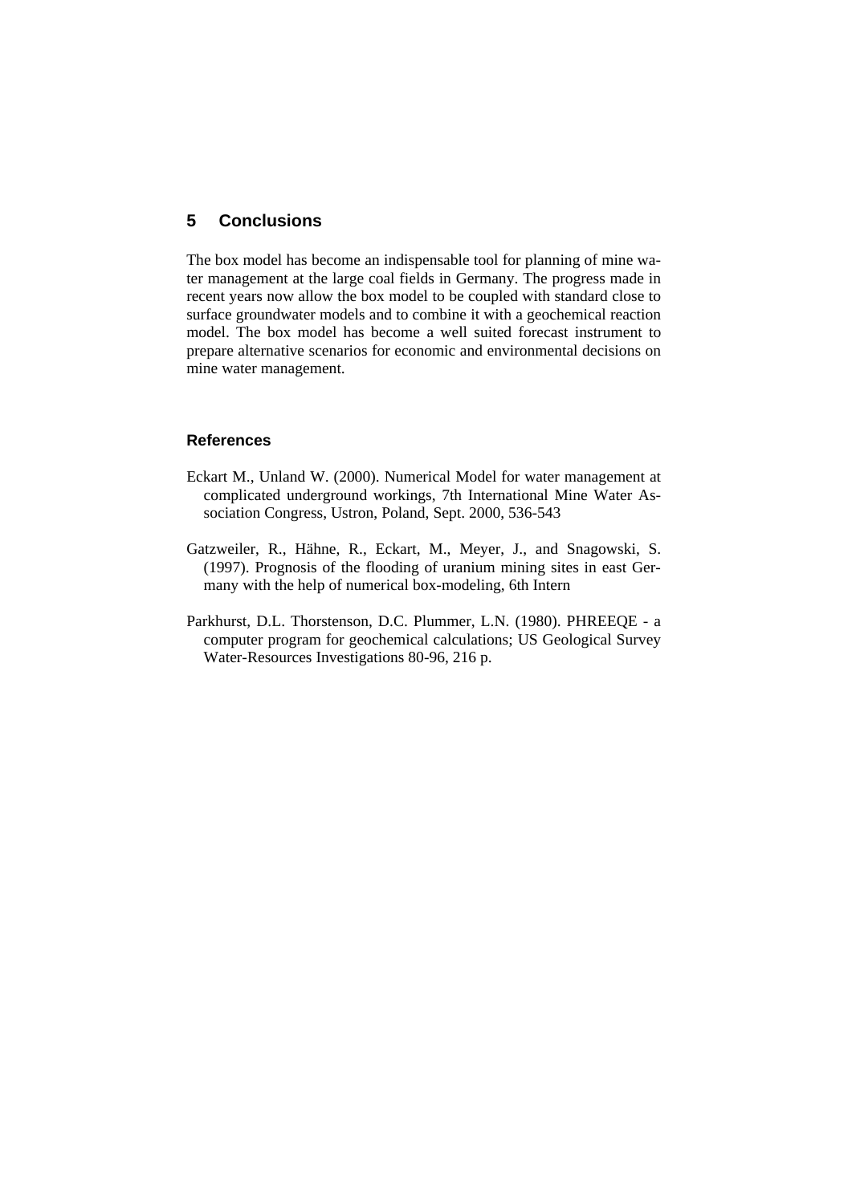## 5 Conclusions

The box model has become an indispensable tool for planning of mine water management at the large coal fields in Germany. The progress made in recent years now allow the box model to be coupled with standard close to surface groundwater models and to combine it with a geochemical reaction model. The box model has become a well suited forecast instrument to prepare alternative scenarios for economic and environmental decisions on mine water management.

### References

Eckart M., Unland W. (2000). Numerical Model for water management at complicated underground workings, 7th International Mine Water Association Congress, Ustron, Poland, Sept. 2000, 536-543

Gatzweiler, R., Hähne, R., Eckart, M., Meyer, J., and Snagowski, S. (1997). Prognosis of the flooding of uranium mining sites in east Germany with the help of numerical box-modeling, 6th Intern

Parkhurst, D.L. Thorstenson, D.C. Plummer, L.N. (1980). PHREEQE - a computer program for geochemical calculations; US Geological Survey Water-Resources Investigations 80-96, 216 p.